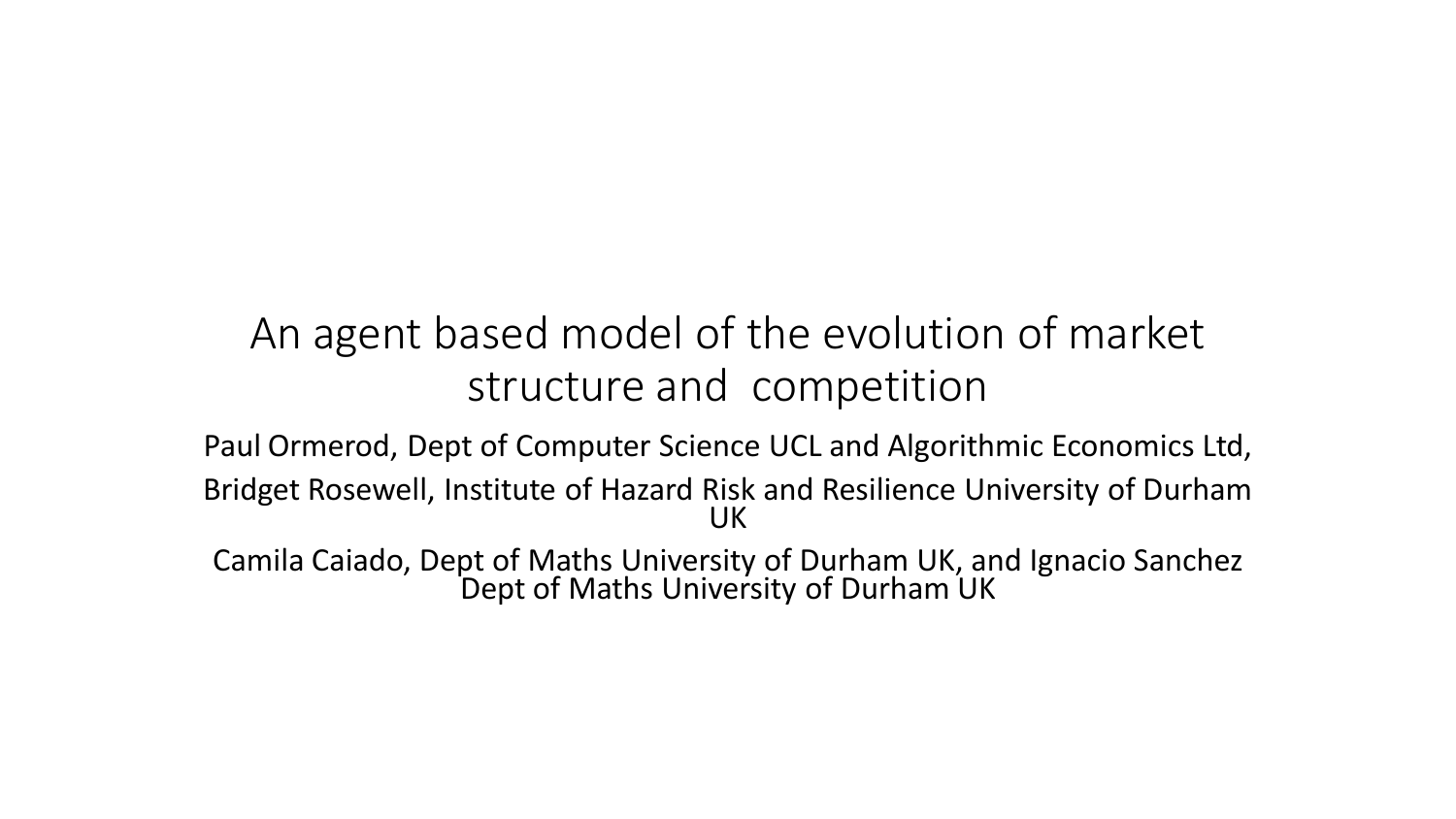# An agent based model of the evolution of market structure and competition

Paul Ormerod, Dept of Computer Science UCL and Algorithmic Economics Ltd,

Bridget Rosewell, Institute of Hazard Risk and Resilience University of Durham UK

Camila Caiado, Dept of Maths University of Durham UK, and Ignacio Sanchez Dept of Maths University of Durham UK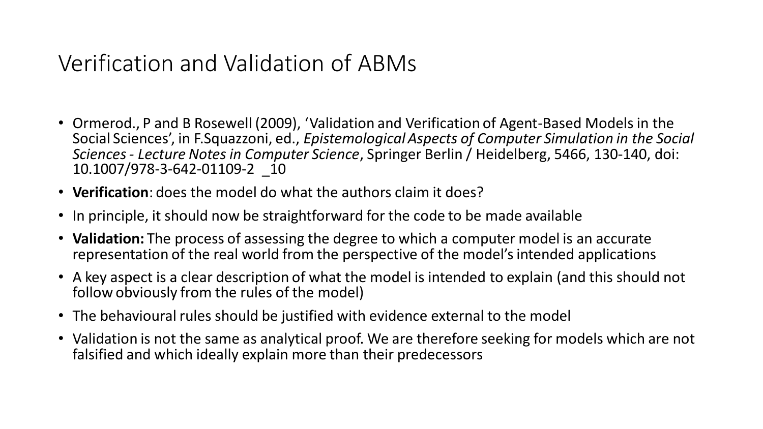# Verification and Validation of ABMs

- Ormerod., P and B Rosewell (2009), 'Validation and Verification of Agent-Based Models in the Social Sciences', in F.Squazzoni, ed., *Epistemological Aspects of Computer Simulation in the Social Sciences - Lecture Notes in Computer Science*, Springer Berlin / Heidelberg, 5466, 130-140, doi: 10.1007/978-3-642-01109-2 _10
- **Verification**: does the model do what the authors claim it does?
- In principle, it should now be straightforward for the code to be made available
- **Validation:** The process of assessing the degree to which a computer model is an accurate representation of the real world from the perspective of the model's intended applications
- A key aspect is a clear description of what the model is intended to explain (and this should not follow obviously from the rules of the model)
- The behavioural rules should be justified with evidence external to the model
- Validation is not the same as analytical proof. We are therefore seeking for models which are not falsified and which ideally explain more than their predecessors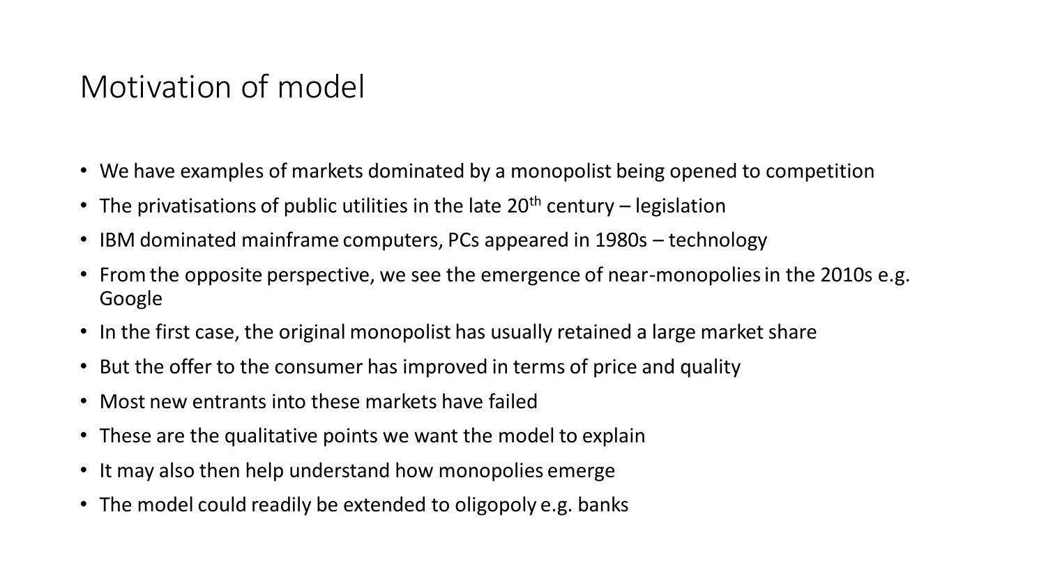# Motivation of model

- We have examples of markets dominated by a monopolist being opened to competition
- The privatisations of public utilities in the late $20^{th}$ century – legislation
- IBM dominated mainframe computers, PCs appeared in 1980s – technology
- From the opposite perspective, we see the emergence of near-monopolies in the 2010s e.g. Google
- In the first case, the original monopolist has usually retained a large market share
- But the offer to the consumer has improved in terms of price and quality
- Most new entrants into these markets have failed
- These are the qualitative points we want the model to explain
- It may also then help understand how monopolies emerge
- The model could readily be extended to oligopoly e.g. banks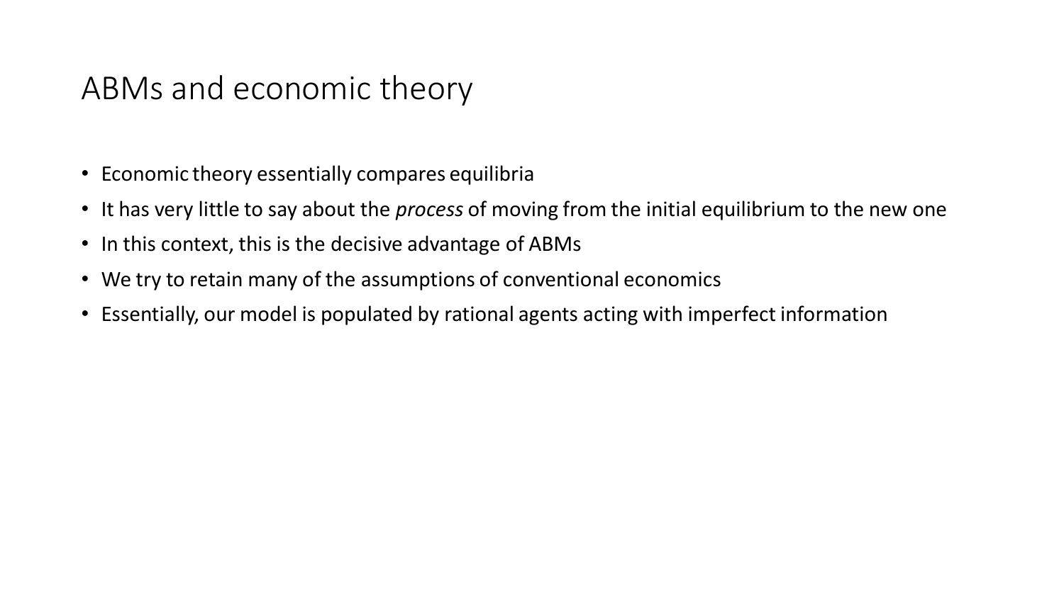# ABMs and economic theory

- Economic theory essentially compares equilibria
- It has very little to say about the *process* of moving from the initial equilibrium to the new one
- In this context, this is the decisive advantage of ABMs
- We try to retain many of the assumptions of conventional economics
- Essentially, our model is populated by rational agents acting with imperfect information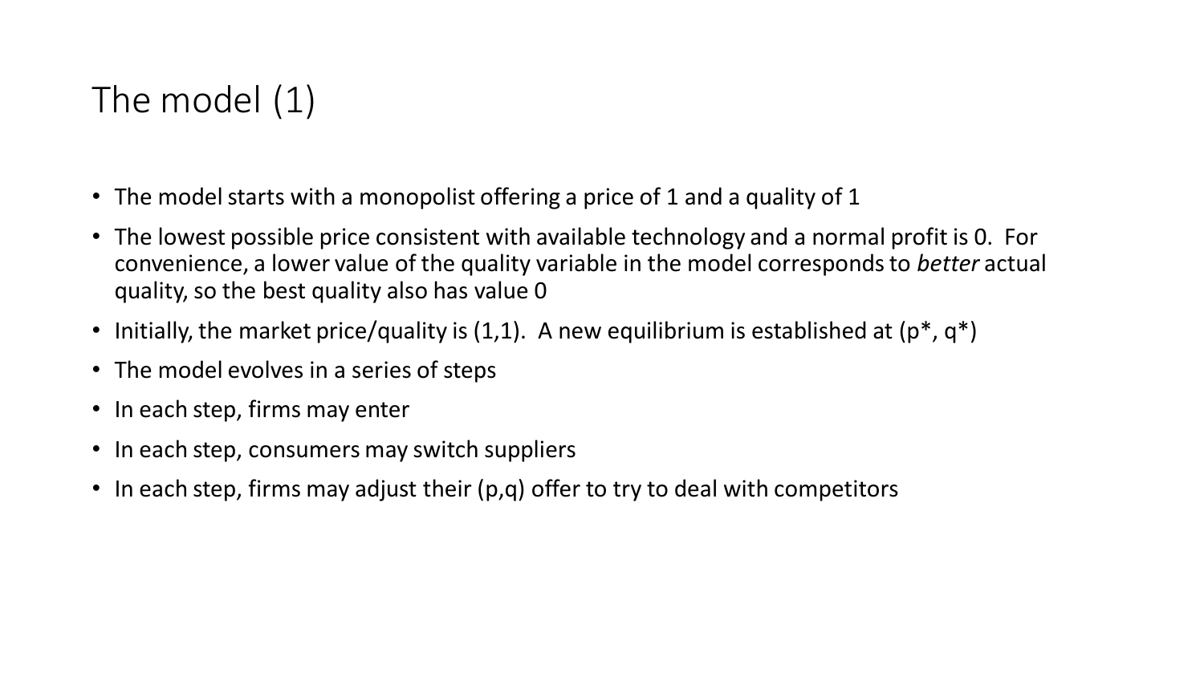# The model (1)

- The model starts with a monopolist offering a price of 1 and a quality of 1
- The lowest possible price consistent with available technology and a normal profit is 0. For convenience, a lower value of the quality variable in the model corresponds to *better* actual quality, so the best quality also has value 0
- Initially, the market price/quality is (1,1). A new equilibrium is established at $(p^*, q^*)$
- The model evolves in a series of steps
- In each step, firms may enter
- In each step, consumers may switch suppliers
- In each step, firms may adjust their $(p,q)$ offer to try to deal with competitors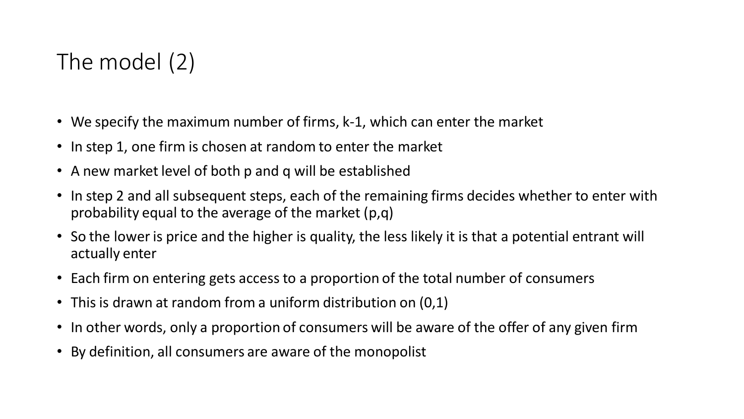# The model (2)

- We specify the maximum number of firms, $k-1$, which can enter the market
- In step 1, one firm is chosen at random to enter the market
- A new market level of both $p$ and $q$ will be established
- In step 2 and all subsequent steps, each of the remaining firms decides whether to enter with probability equal to the average of the market $(p,q)$
- So the lower is price and the higher is quality, the less likely it is that a potential entrant will actually enter
- Each firm on entering gets access to a proportion of the total number of consumers
- This is drawn at random from a uniform distribution on $(0,1)$
- In other words, only a proportion of consumers will be aware of the offer of any given firm
- By definition, all consumers are aware of the monopolist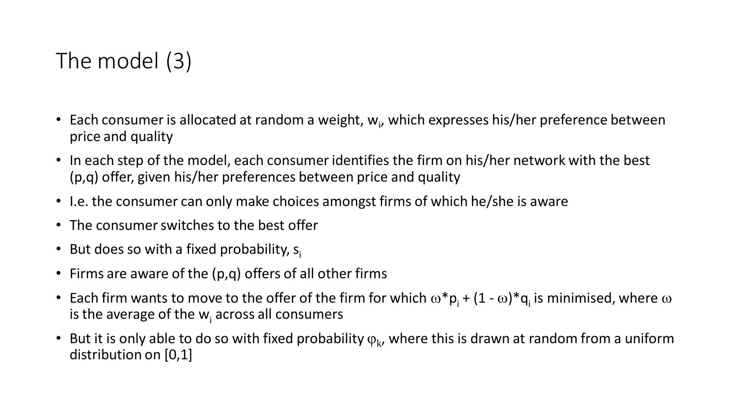# The model (3)

- Each consumer is allocated at random a weight, $w_i$, which expresses his/her preference between price and quality
- In each step of the model, each consumer identifies the firm on his/her network with the best (p,q) offer, given his/her preferences between price and quality
- I.e. the consumer can only make choices amongst firms of which he/she is aware
- The consumer switches to the best offer
- But does so with a fixed probability, $s_i$
- Firms are aware of the (p,q) offers of all other firms
- Each firm wants to move to the offer of the firm for which $\omega * p_i + (1 - \omega) * q_i$ is minimised, where $\omega$ is the average of the $w_i$ across all consumers
- But it is only able to do so with fixed probability $\varphi_k$, where this is drawn at random from a uniform distribution on [0,1]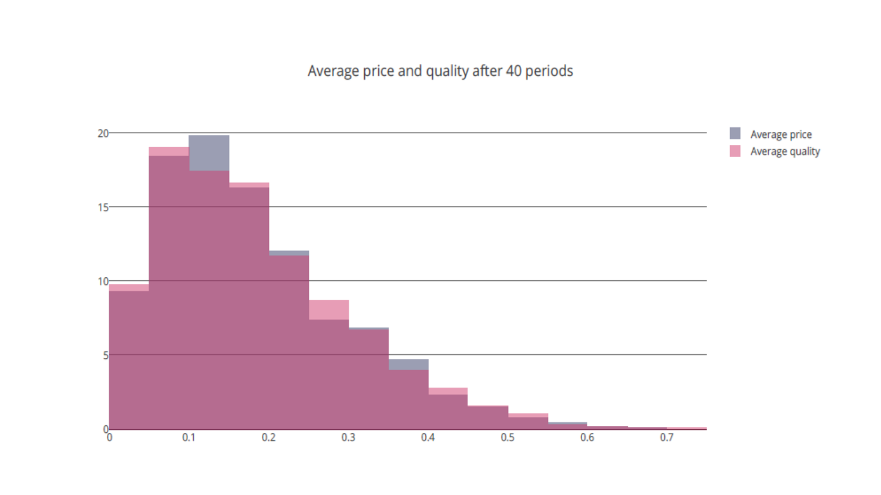Average price and quality after 40 periods

Average price

Average quality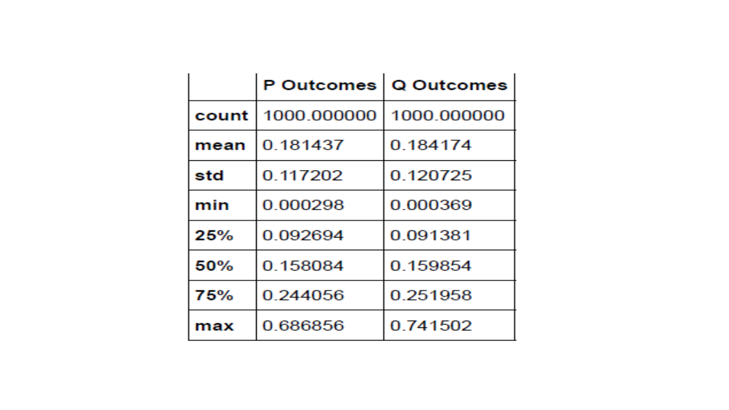| | P Outcomes | Q Outcomes |
|---|---|---|
| **count** | 1000.000000 | 1000.000000 |
| **mean** | 0.181437 | 0.184174 |
| **std** | 0.117202 | 0.120725 |
| **min** | 0.000298 | 0.000369 |
| **25%** | 0.092694 | 0.091381 |
| **50%** | 0.158084 | 0.159854 |
| **75%** | 0.244056 | 0.251958 |
| **max** | 0.686856 | 0.741502 |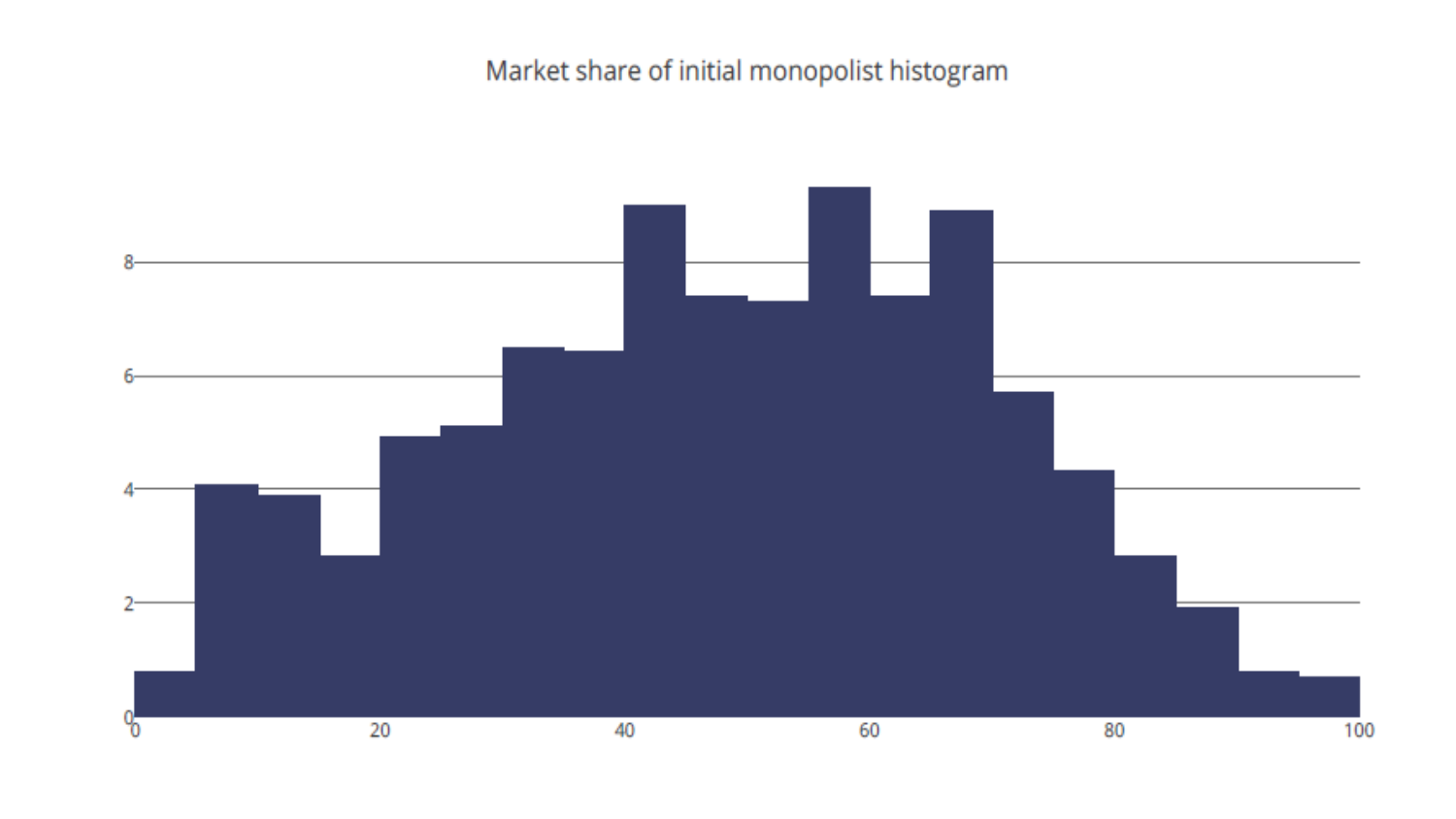Market share of initial monopolist histogram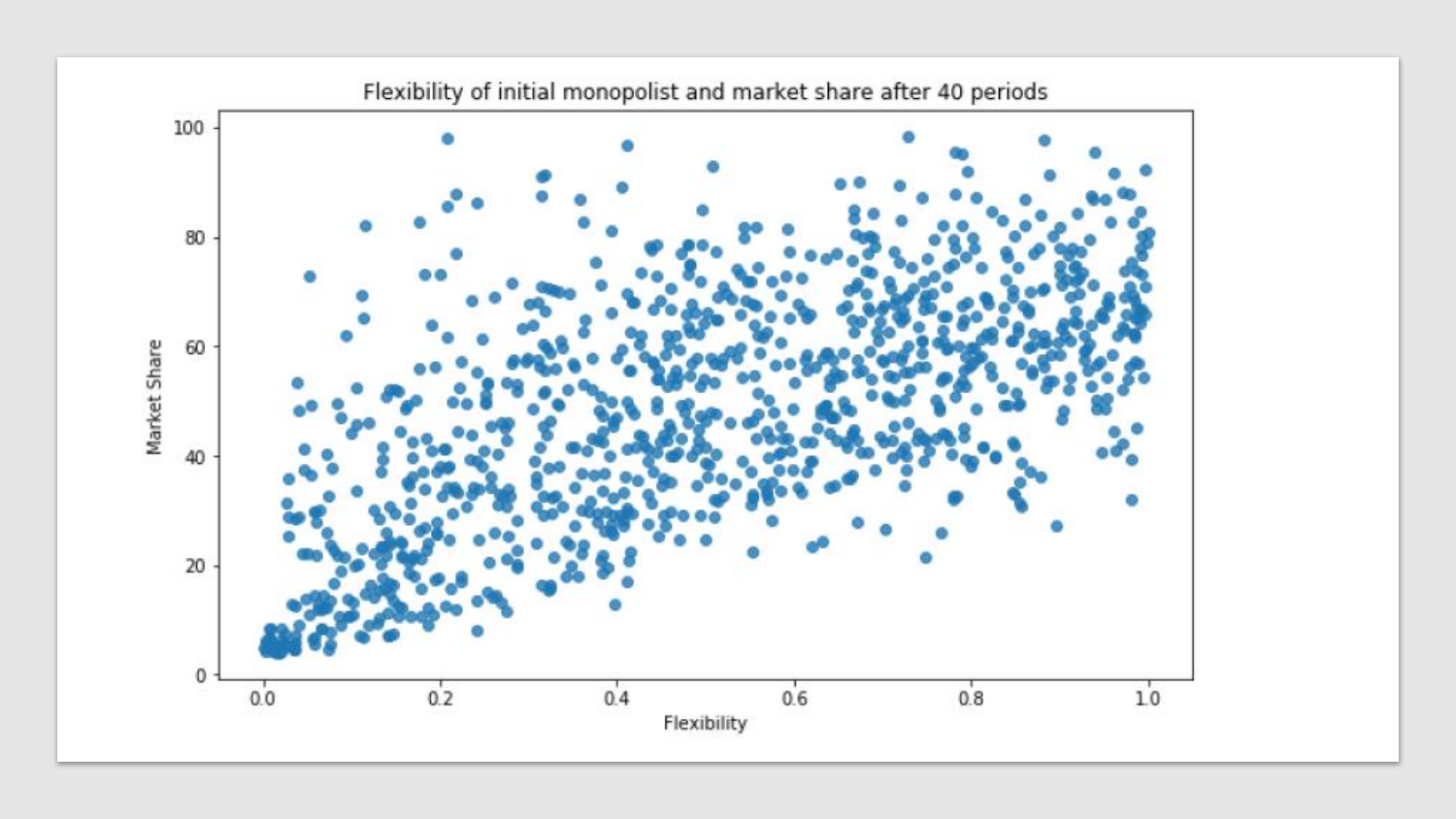Flexibility of initial monopolist and market share after 40 periods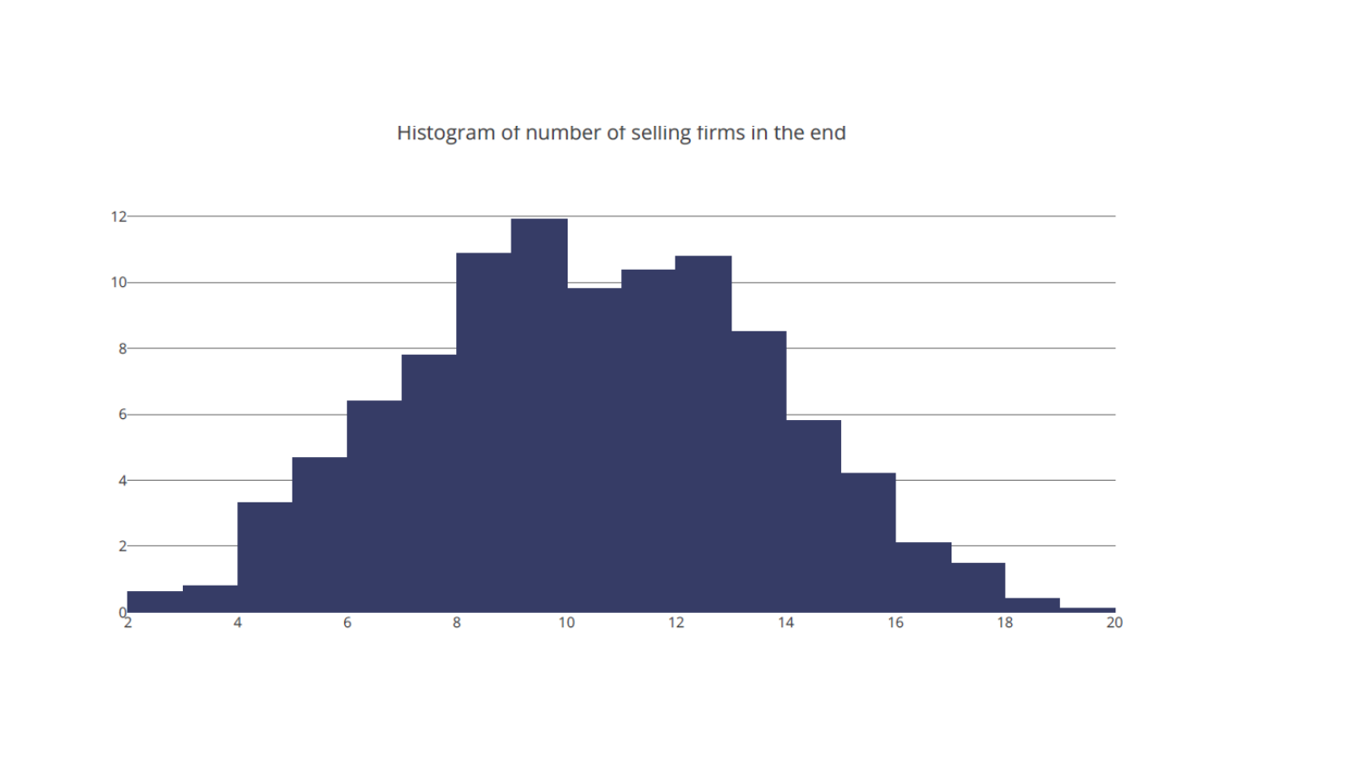Histogram of number of selling firms in the end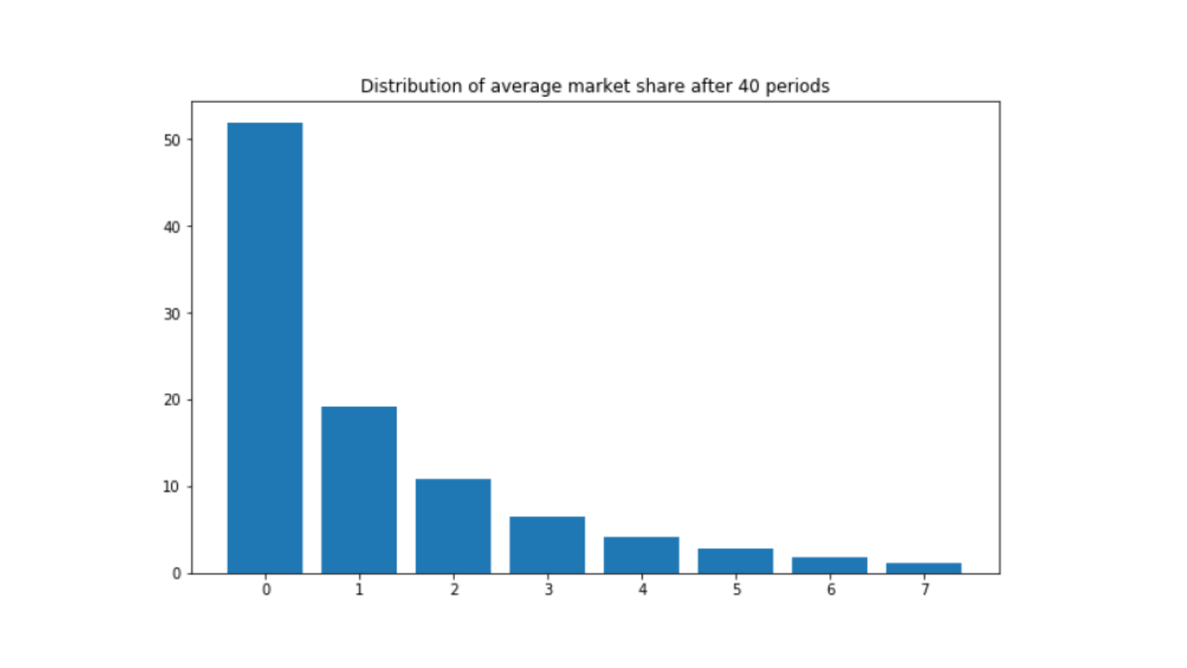Distribution of average market share after 40 periods

| Category | Value (approx.) |
|---|---|
| 0 | 52 |
| 1 | 19 |
| 2 | 11 |
| 3 | 6.5 |
| 4 | 4 |
| 5 | 3 |
| 6 | 2 |
| 7 | 1 |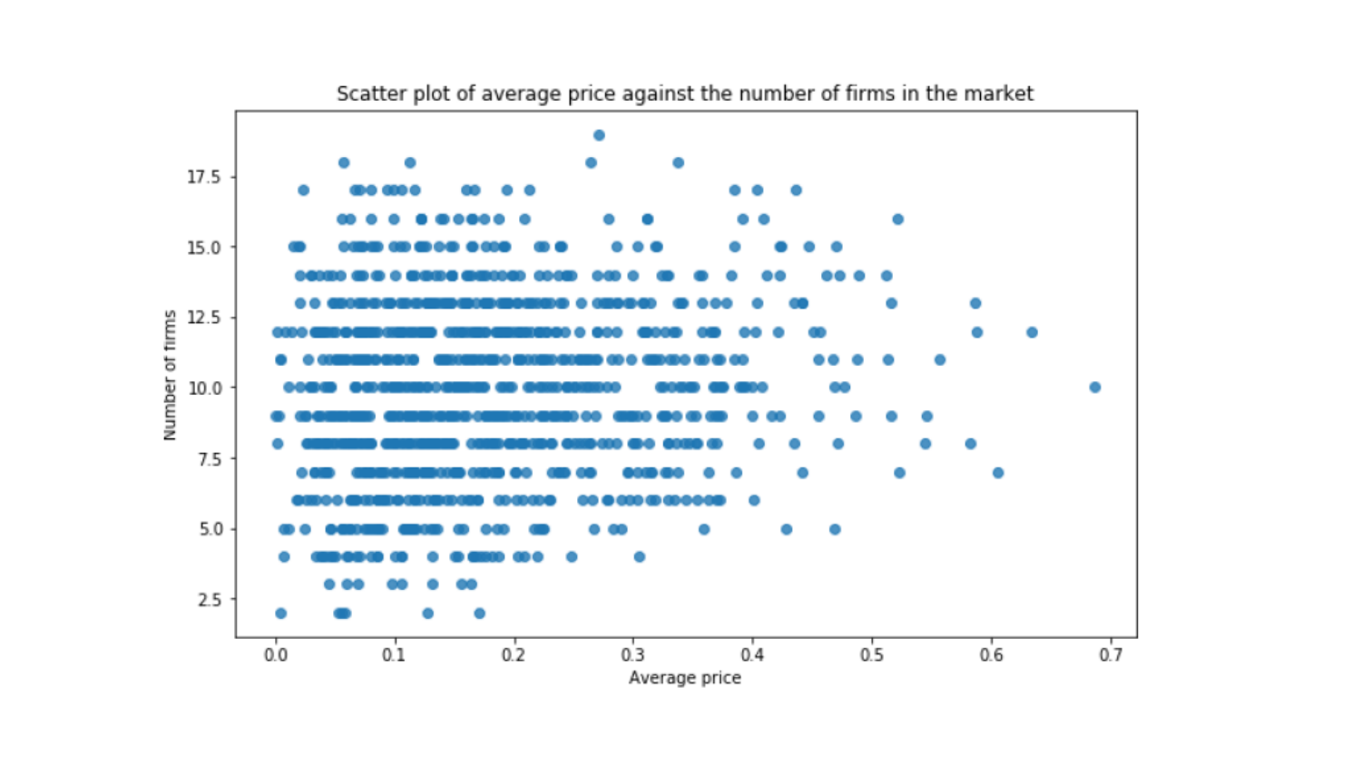Scatter plot of average price against the number of firms in the market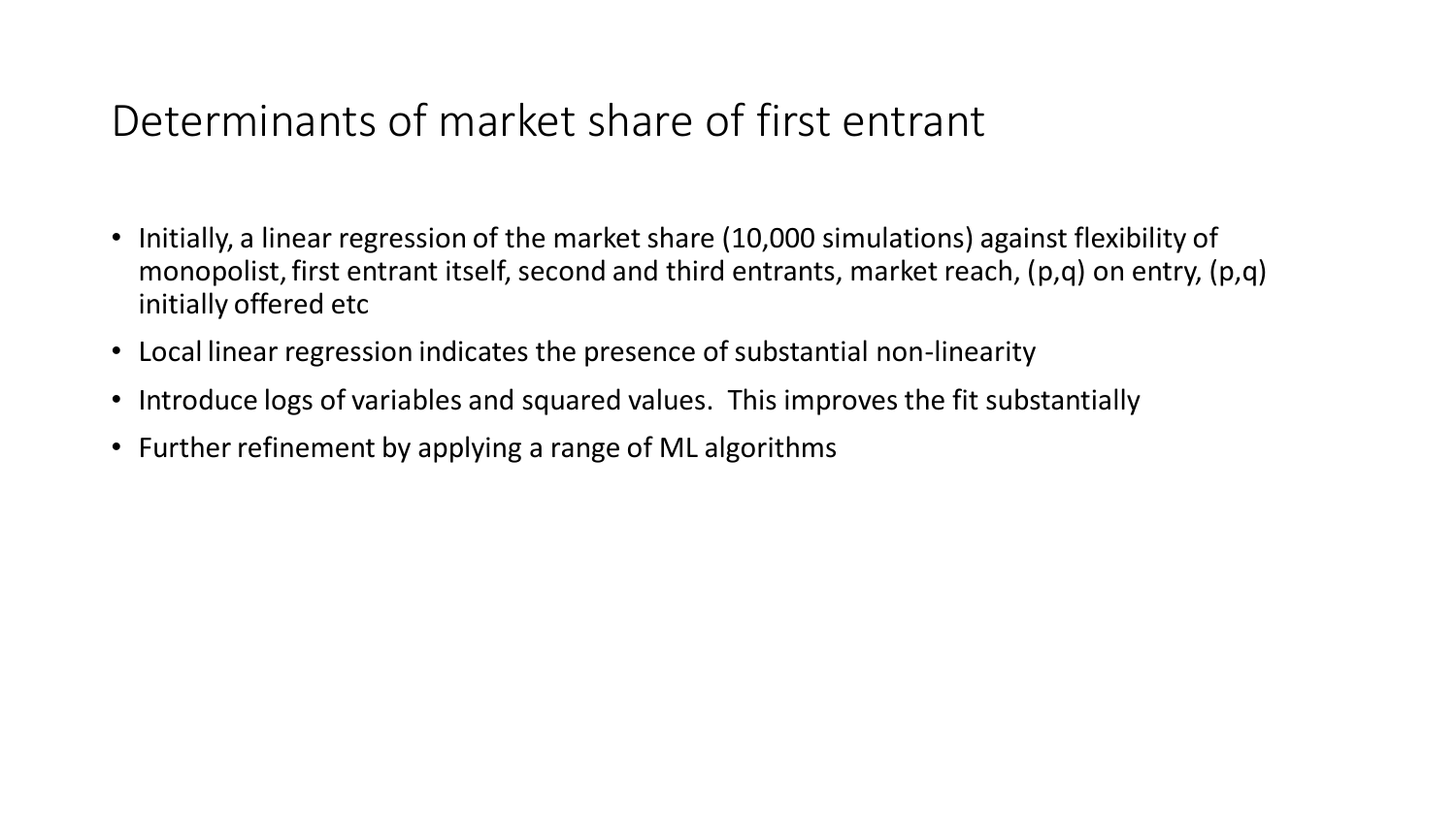# Determinants of market share of first entrant

- Initially, a linear regression of the market share (10,000 simulations) against flexibility of monopolist, first entrant itself, second and third entrants, market reach, (p,q) on entry, (p,q) initially offered etc
- Local linear regression indicates the presence of substantial non-linearity
- Introduce logs of variables and squared values. This improves the fit substantially
- Further refinement by applying a range of ML algorithms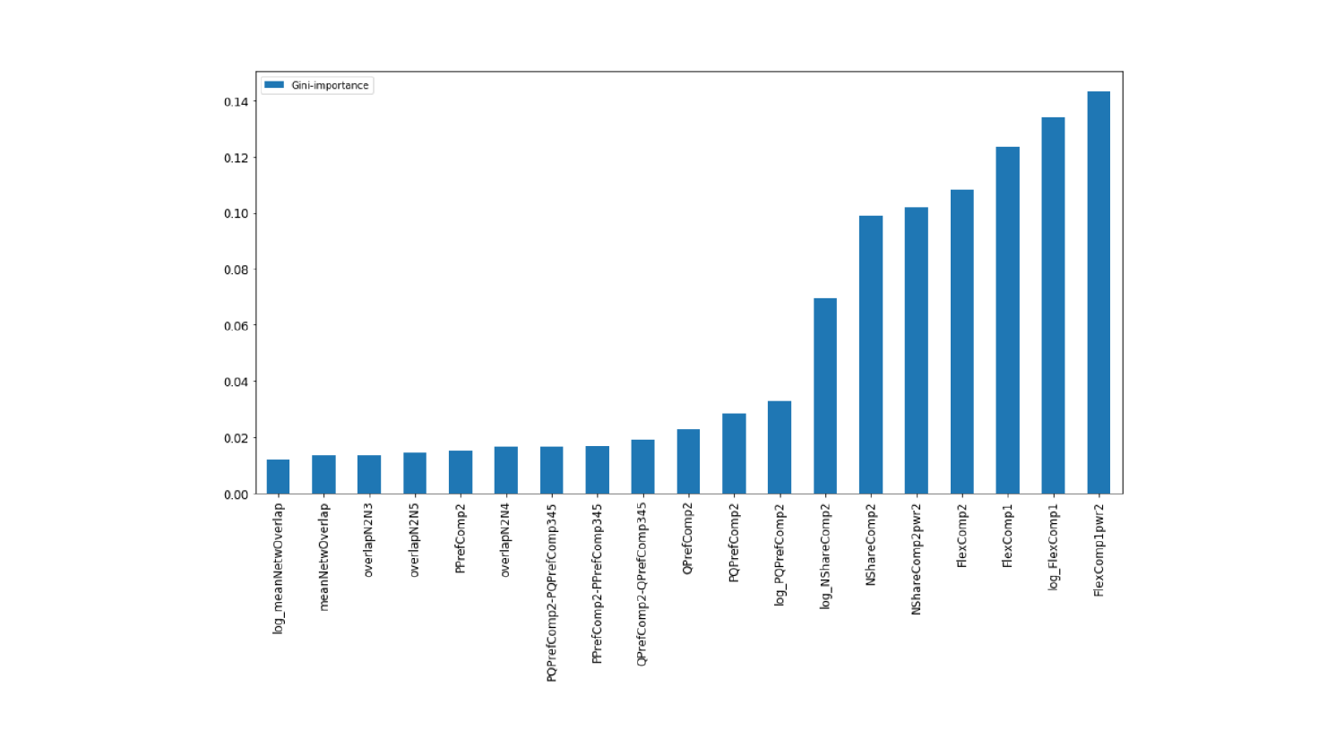Gini-importance

| Feature |
| --- |
| log_meanNetwOverlap |
| meanNetwOverlap |
| overlapN2N3 |
| overlapN2N5 |
| PPrefComp2 |
| overlapN2N4 |
| PQPrefComp2-PQPrefComp345 |
| PPrefComp2-PPrefComp345 |
| QPrefComp2-QPrefComp345 |
| QPrefComp2 |
| PQPrefComp2 |
| log_PQPrefComp2 |
| log_NShareComp2 |
| NShareComp2 |
| NShareComp2pwr2 |
| FlexComp2 |
| FlexComp1 |
| log_FlexComp1 |
| FlexComp1pwr2 |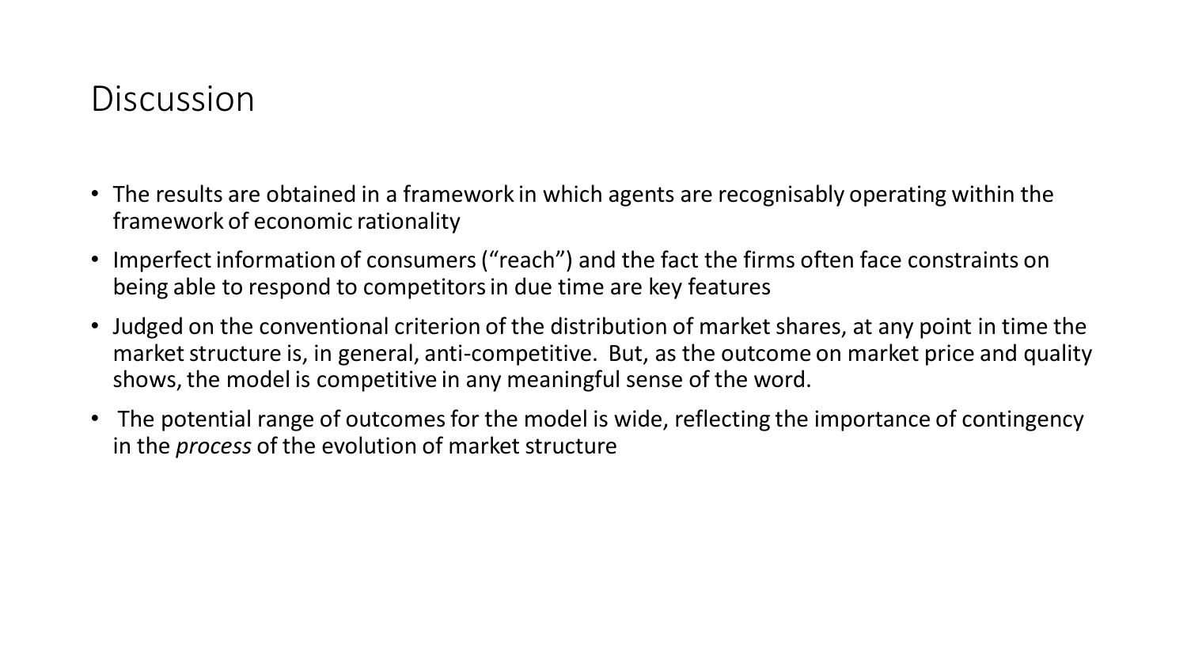# Discussion

- The results are obtained in a framework in which agents are recognisably operating within the framework of economic rationality
- Imperfect information of consumers ("reach") and the fact the firms often face constraints on being able to respond to competitors in due time are key features
- Judged on the conventional criterion of the distribution of market shares, at any point in time the market structure is, in general, anti-competitive. But, as the outcome on market price and quality shows, the model is competitive in any meaningful sense of the word.
- The potential range of outcomes for the model is wide, reflecting the importance of contingency in the *process* of the evolution of market structure